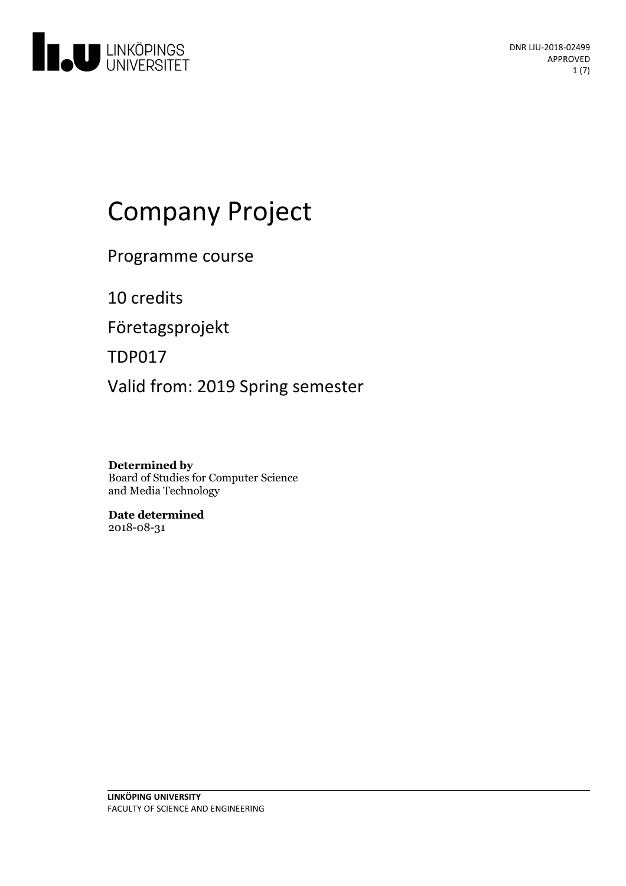DNR LIU-2018-02499
APPROVED

# Company Project

Programme course

10 credits

Företagsprojekt

TDP017

Valid from: 2019 Spring semester

**Determined by**
Board of Studies for Computer Science and Media Technology

**Date determined**
2018-08-31

**LINKÖPING UNIVERSITY**
FACULTY OF SCIENCE AND ENGINEERING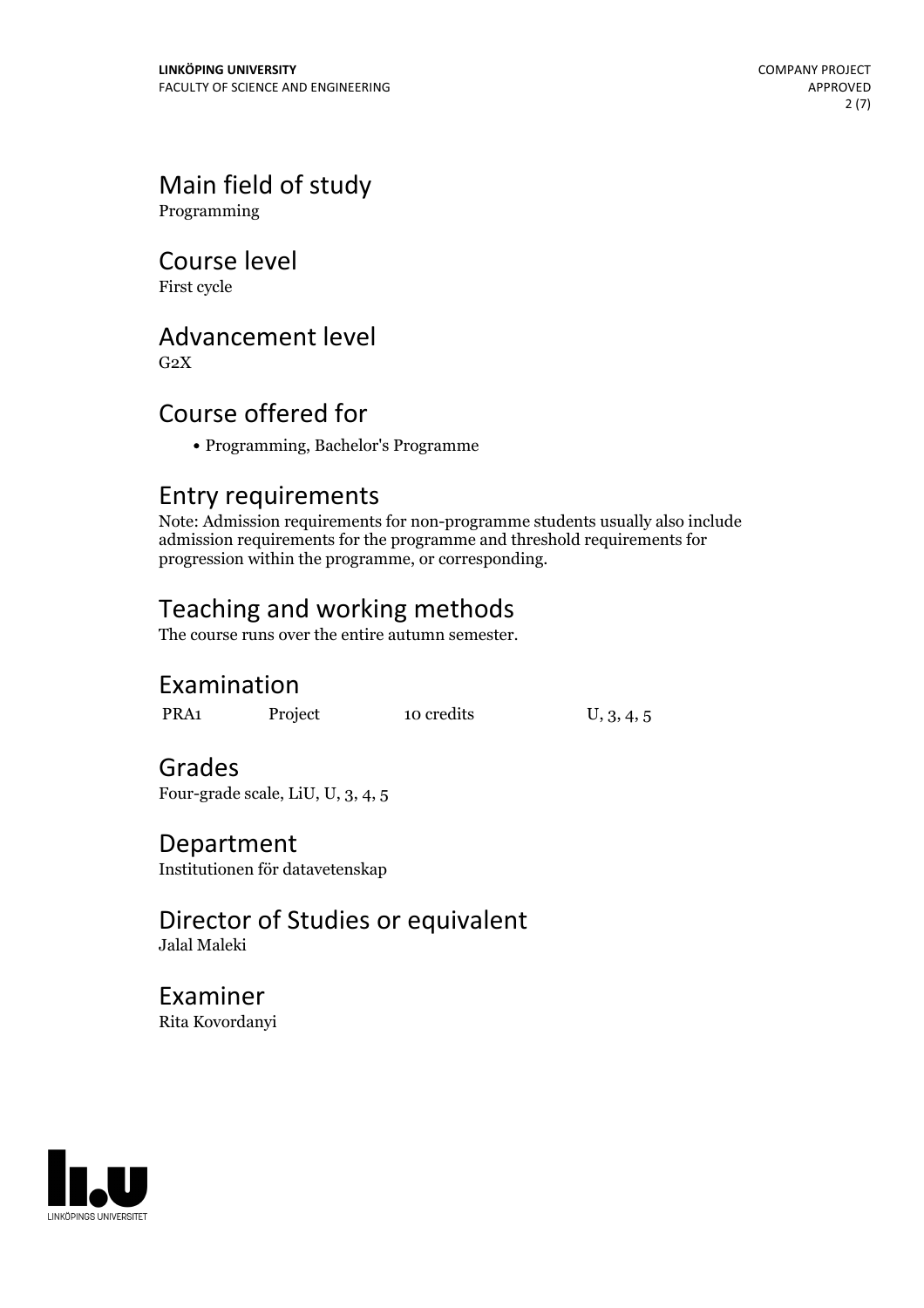## Main field of study

Programming

## Course level

First cycle

## Advancement level

G2X

## Course offered for

- Programming, Bachelor's Programme

## Entry requirements

Note: Admission requirements for non-programme students usually also include admission requirements for the programme and threshold requirements for progression within the programme, or corresponding.

## Teaching and working methods

The course runs over the entire autumn semester.

## Examination

| | | | |
|---|---|---|---|
| PRA1 | Project | 10 credits | U, 3, 4, 5 |

## Grades

Four-grade scale, LiU, U, 3, 4, 5

## Department

Institutionen för datavetenskap

## Director of Studies or equivalent

Jalal Maleki

## Examiner

Rita Kovordanyi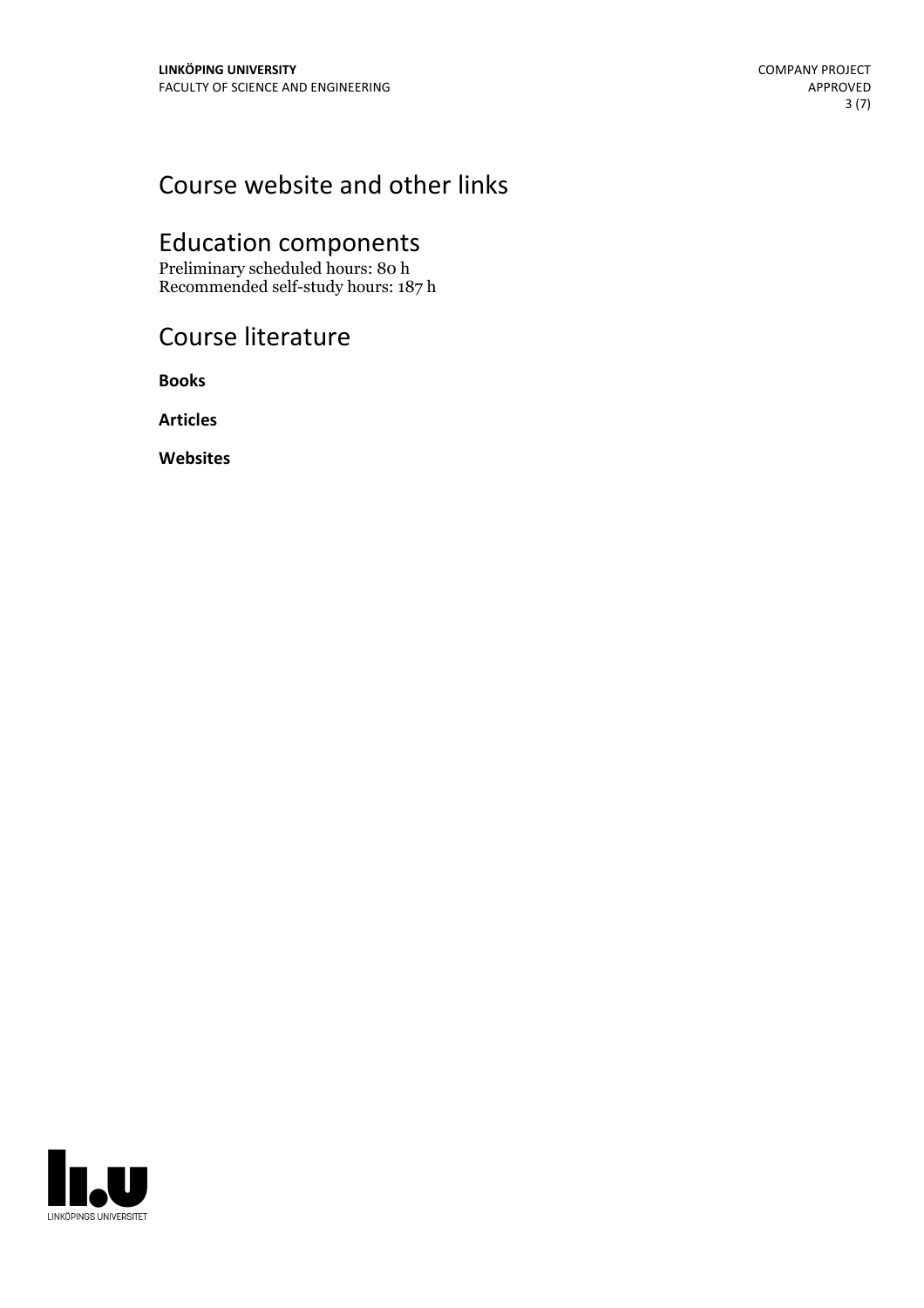## Course website and other links

## Education components

Preliminary scheduled hours: 80 h
Recommended self-study hours: 187 h

## Course literature

**Books**

**Articles**

**Websites**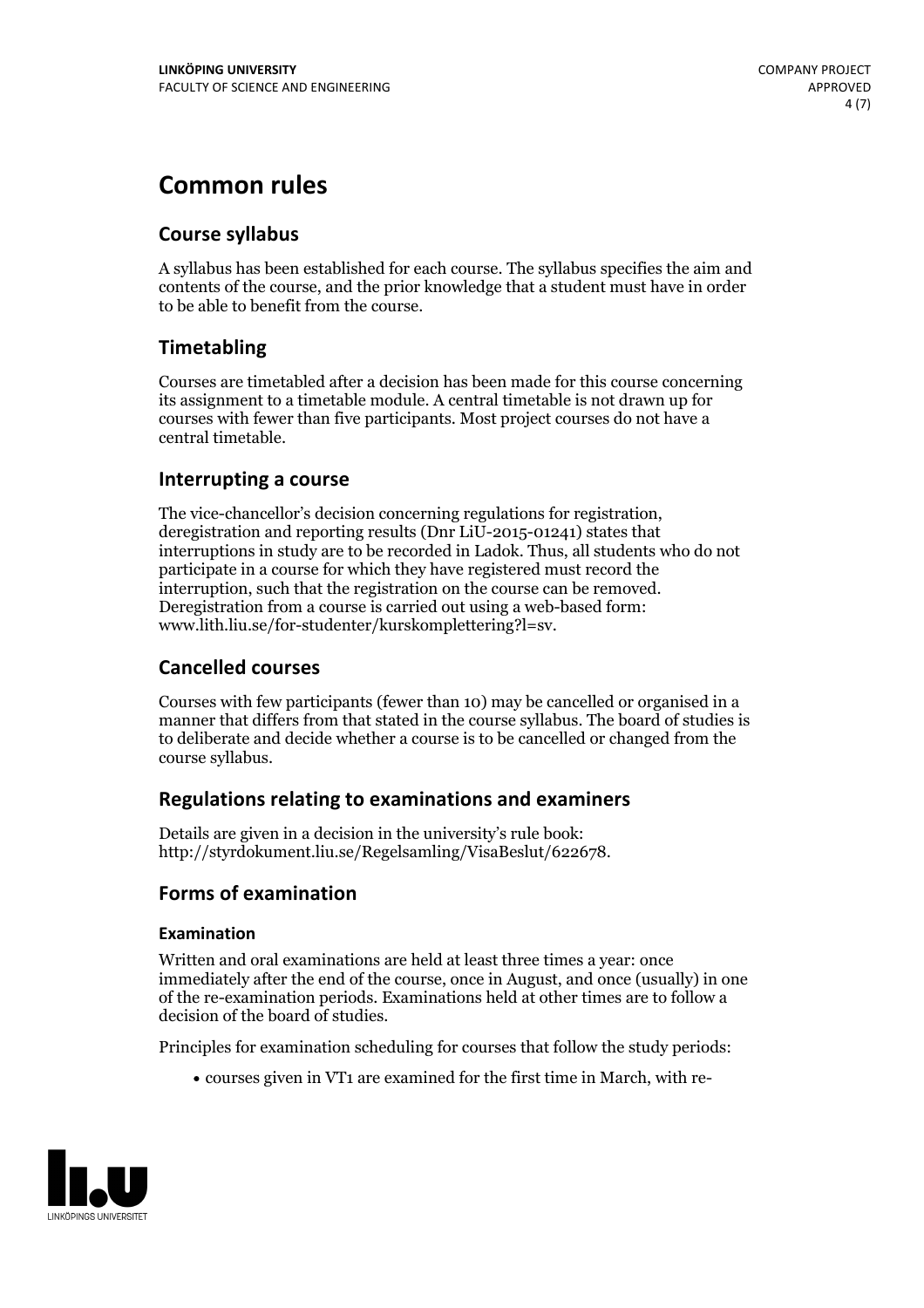# Common rules

## Course syllabus

A syllabus has been established for each course. The syllabus specifies the aim and contents of the course, and the prior knowledge that a student must have in order to be able to benefit from the course.

## Timetabling

Courses are timetabled after a decision has been made for this course concerning its assignment to a timetable module. A central timetable is not drawn up for courses with fewer than five participants. Most project courses do not have a central timetable.

## Interrupting a course

The vice-chancellor's decision concerning regulations for registration, deregistration and reporting results (Dnr LiU-2015-01241) states that interruptions in study are to be recorded in Ladok. Thus, all students who do not participate in a course for which they have registered must record the interruption, such that the registration on the course can be removed. Deregistration from a course is carried out using a web-based form: www.lith.liu.se/for-studenter/kurskomplettering?l=sv.

## Cancelled courses

Courses with few participants (fewer than 10) may be cancelled or organised in a manner that differs from that stated in the course syllabus. The board of studies is to deliberate and decide whether a course is to be cancelled or changed from the course syllabus.

## Regulations relating to examinations and examiners

Details are given in a decision in the university's rule book: http://styrdokument.liu.se/Regelsamling/VisaBeslut/622678.

## Forms of examination

### Examination

Written and oral examinations are held at least three times a year: once immediately after the end of the course, once in August, and once (usually) in one of the re-examination periods. Examinations held at other times are to follow a decision of the board of studies.

Principles for examination scheduling for courses that follow the study periods:

- courses given in VT1 are examined for the first time in March, with re-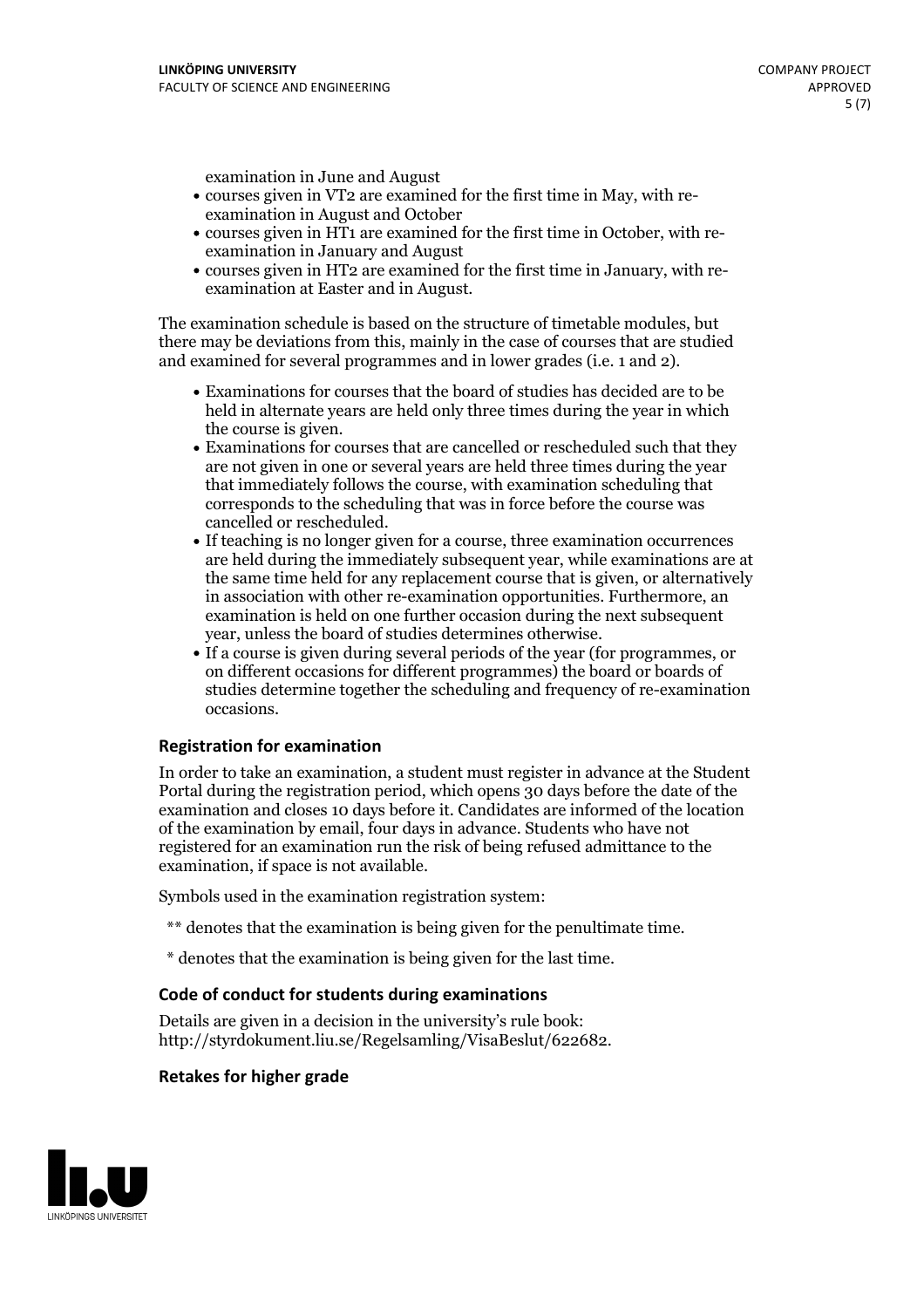examination in June and August

- courses given in VT2 are examined for the first time in May, with re-examination in August and October
- courses given in HT1 are examined for the first time in October, with re-examination in January and August
- courses given in HT2 are examined for the first time in January, with re-examination at Easter and in August.

The examination schedule is based on the structure of timetable modules, but there may be deviations from this, mainly in the case of courses that are studied and examined for several programmes and in lower grades (i.e. 1 and 2).

- Examinations for courses that the board of studies has decided are to be held in alternate years are held only three times during the year in which the course is given.
- Examinations for courses that are cancelled or rescheduled such that they are not given in one or several years are held three times during the year that immediately follows the course, with examination scheduling that corresponds to the scheduling that was in force before the course was cancelled or rescheduled.
- If teaching is no longer given for a course, three examination occurrences are held during the immediately subsequent year, while examinations are at the same time held for any replacement course that is given, or alternatively in association with other re-examination opportunities. Furthermore, an examination is held on one further occasion during the next subsequent year, unless the board of studies determines otherwise.
- If a course is given during several periods of the year (for programmes, or on different occasions for different programmes) the board or boards of studies determine together the scheduling and frequency of re-examination occasions.

### Registration for examination

In order to take an examination, a student must register in advance at the Student Portal during the registration period, which opens 30 days before the date of the examination and closes 10 days before it. Candidates are informed of the location of the examination by email, four days in advance. Students who have not registered for an examination run the risk of being refused admittance to the examination, if space is not available.

Symbols used in the examination registration system:

** denotes that the examination is being given for the penultimate time.

* denotes that the examination is being given for the last time.

### Code of conduct for students during examinations

Details are given in a decision in the university's rule book: http://styrdokument.liu.se/Regelsamling/VisaBeslut/622682.

### Retakes for higher grade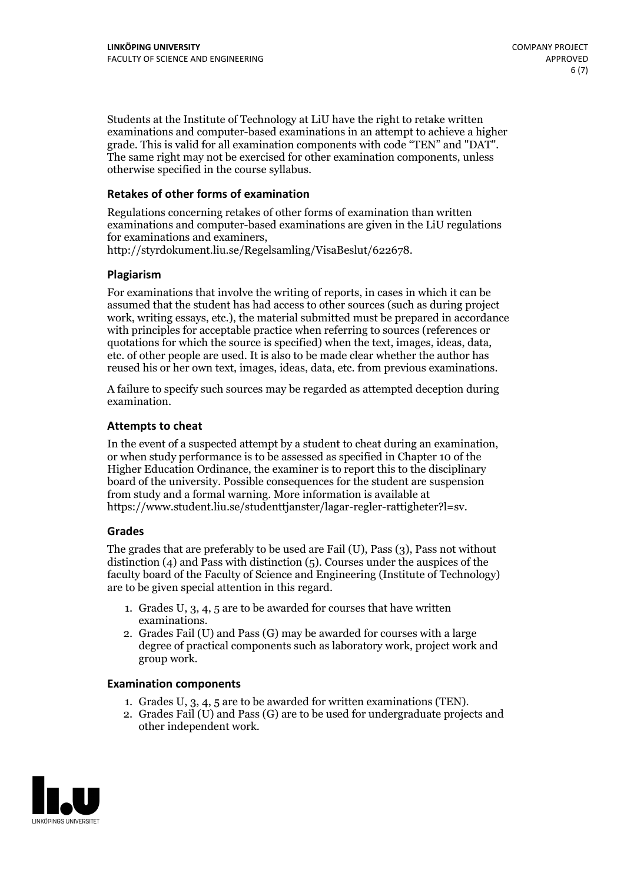Students at the Institute of Technology at LiU have the right to retake written examinations and computer-based examinations in an attempt to achieve a higher grade. This is valid for all examination components with code "TEN" and "DAT". The same right may not be exercised for other examination components, unless otherwise specified in the course syllabus.

### Retakes of other forms of examination

Regulations concerning retakes of other forms of examination than written examinations and computer-based examinations are given in the LiU regulations for examinations and examiners, http://styrdokument.liu.se/Regelsamling/VisaBeslut/622678.

### Plagiarism

For examinations that involve the writing of reports, in cases in which it can be assumed that the student has had access to other sources (such as during project work, writing essays, etc.), the material submitted must be prepared in accordance with principles for acceptable practice when referring to sources (references or quotations for which the source is specified) when the text, images, ideas, data, etc. of other people are used. It is also to be made clear whether the author has reused his or her own text, images, ideas, data, etc. from previous examinations.

A failure to specify such sources may be regarded as attempted deception during examination.

### Attempts to cheat

In the event of a suspected attempt by a student to cheat during an examination, or when study performance is to be assessed as specified in Chapter 10 of the Higher Education Ordinance, the examiner is to report this to the disciplinary board of the university. Possible consequences for the student are suspension from study and a formal warning. More information is available at https://www.student.liu.se/studenttjanster/lagar-regler-rattigheter?l=sv.

### Grades

The grades that are preferably to be used are Fail (U), Pass (3), Pass not without distinction (4) and Pass with distinction (5). Courses under the auspices of the faculty board of the Faculty of Science and Engineering (Institute of Technology) are to be given special attention in this regard.

1. Grades U, 3, 4, 5 are to be awarded for courses that have written examinations.
2. Grades Fail (U) and Pass (G) may be awarded for courses with a large degree of practical components such as laboratory work, project work and group work.

### Examination components

1. Grades U, 3, 4, 5 are to be awarded for written examinations (TEN).
2. Grades Fail (U) and Pass (G) are to be used for undergraduate projects and other independent work.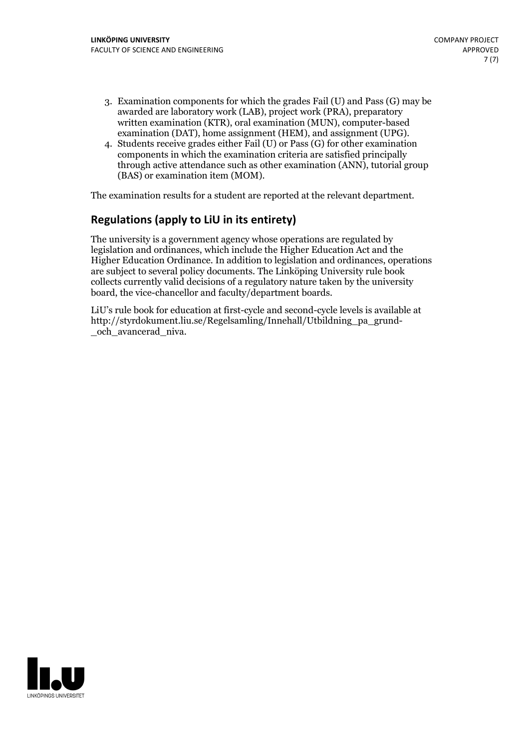3. Examination components for which the grades Fail (U) and Pass (G) may be awarded are laboratory work (LAB), project work (PRA), preparatory written examination (KTR), oral examination (MUN), computer-based examination (DAT), home assignment (HEM), and assignment (UPG).
4. Students receive grades either Fail (U) or Pass (G) for other examination components in which the examination criteria are satisfied principally through active attendance such as other examination (ANN), tutorial group (BAS) or examination item (MOM).

The examination results for a student are reported at the relevant department.

## Regulations (apply to LiU in its entirety)

The university is a government agency whose operations are regulated by legislation and ordinances, which include the Higher Education Act and the Higher Education Ordinance. In addition to legislation and ordinances, operations are subject to several policy documents. The Linköping University rule book collects currently valid decisions of a regulatory nature taken by the university board, the vice-chancellor and faculty/department boards.

LiU's rule book for education at first-cycle and second-cycle levels is available at http://styrdokument.liu.se/Regelsamling/Innehall/Utbildning_pa_grund-_och_avancerad_niva.